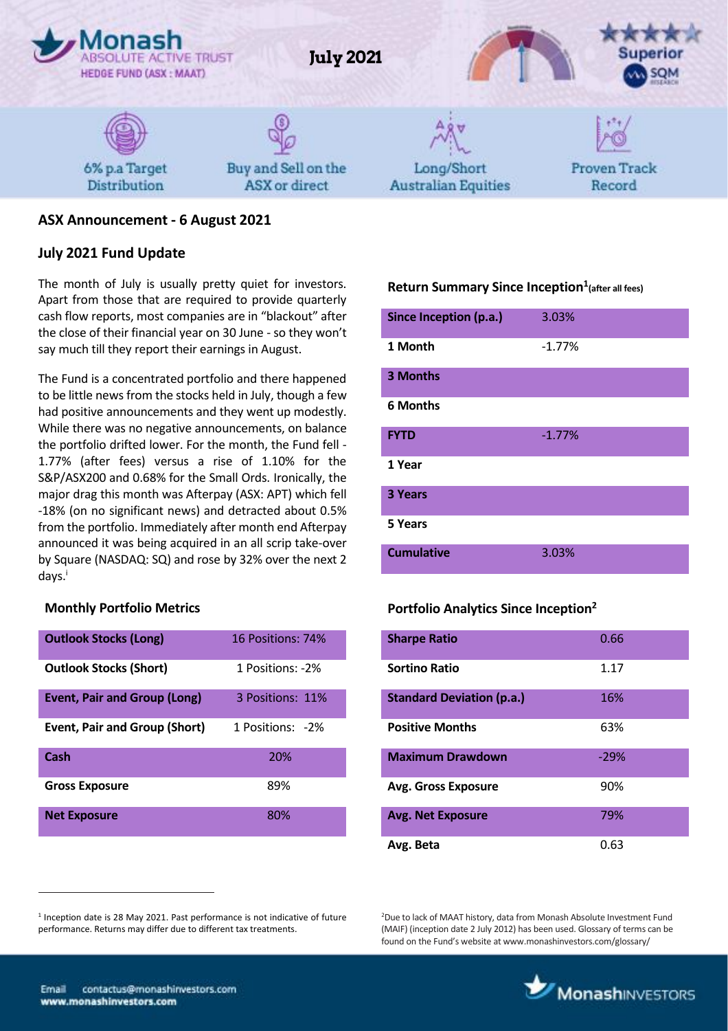Monash ABSOLUTE ACTIVE TRUST HEDGE FUND (ASX : MAAT)

July 2021

Superior SQM

6% p.a Target Distribution | Buy and Sell on the ASX or direct | Long/Short Australian Equities | Proven Track Record

## ASX Announcement - 6 August 2021

## July 2021 Fund Update

The month of July is usually pretty quiet for investors. Apart from those that are required to provide quarterly cash flow reports, most companies are in "blackout" after the close of their financial year on 30 June - so they won't say much till they report their earnings in August.

The Fund is a concentrated portfolio and there happened to be little news from the stocks held in July, though a few had positive announcements and they went up modestly. While there was no negative announcements, on balance the portfolio drifted lower. For the month, the Fund fell -1.77% (after fees) versus a rise of 1.10% for the S&P/ASX200 and 0.68% for the Small Ords. Ironically, the major drag this month was Afterpay (ASX: APT) which fell -18% (on no significant news) and detracted about 0.5% from the portfolio. Immediately after month end Afterpay announced it was being acquired in an all scrip take-over by Square (NASDAQ: SQ) and rose by 32% over the next 2 days.[i]

### Return Summary Since Inception[1] (after all fees)

| | |
|---|---|
| Since Inception (p.a.) | 3.03% |
| 1 Month | -1.77% |
| 3 Months | |
| 6 Months | |
| FYTD | -1.77% |
| 1 Year | |
| 3 Years | |
| 5 Years | |
| Cumulative | 3.03% |

### Monthly Portfolio Metrics

| | |
|---|---|
| Outlook Stocks (Long) | 16 Positions: 74% |
| Outlook Stocks (Short) | 1 Positions: -2% |
| Event, Pair and Group (Long) | 3 Positions: 11% |
| Event, Pair and Group (Short) | 1 Positions: -2% |
| Cash | 20% |
| Gross Exposure | 89% |
| Net Exposure | 80% |

### Portfolio Analytics Since Inception[2]

| | |
|---|---|
| Sharpe Ratio | 0.66 |
| Sortino Ratio | 1.17 |
| Standard Deviation (p.a.) | 16% |
| Positive Months | 63% |
| Maximum Drawdown | -29% |
| Avg. Gross Exposure | 90% |
| Avg. Net Exposure | 79% |
| Avg. Beta | 0.63 |

[1] Inception date is 28 May 2021. Past performance is not indicative of future performance. Returns may differ due to different tax treatments.

[2] Due to lack of MAAT history, data from Monash Absolute Investment Fund (MAIF) (inception date 2 July 2012) has been used. Glossary of terms can be found on the Fund's website at www.monashinvestors.com/glossary/

Email contactus@monashinvestors.com
www.monashinvestors.com

MonashINVESTORS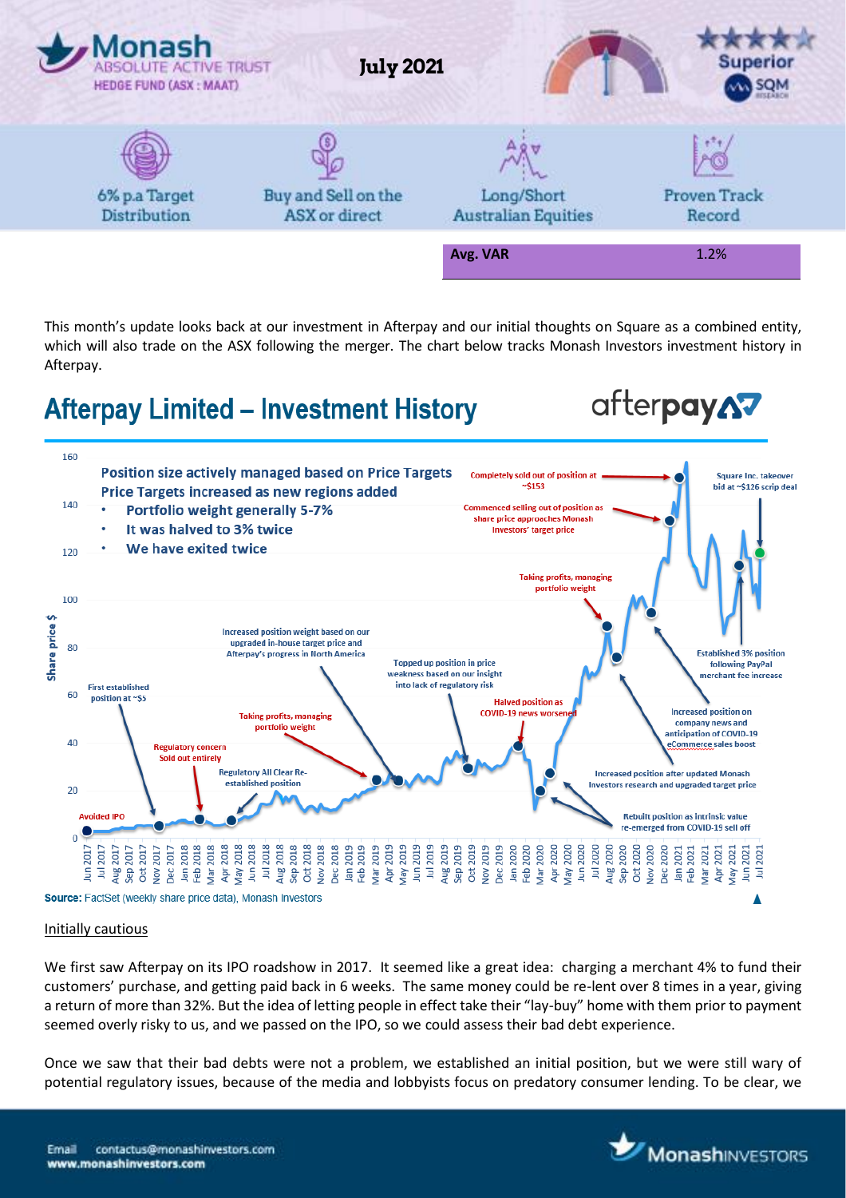# Monash ABSOLUTE ACTIVE TRUST HEDGE FUND (ASX : MAAT)

**July 2021**

6% p.a Target Distribution | Buy and Sell on the ASX or direct | Long/Short Australian Equities | Proven Track Record

| Avg. VAR | 1.2% |
|---|---|

This month's update looks back at our investment in Afterpay and our initial thoughts on Square as a combined entity, which will also trade on the ASX following the merger. The chart below tracks Monash Investors investment history in Afterpay.

## Afterpay Limited – Investment History

**Position size actively managed based on Price Targets**
**Price Targets increased as new regions added**

- Portfolio weight generally 5-7%
- It was halved to 3% twice
- We have exited twice

Chart annotations:

- Avoided IPO
- First established position at ~$5
- Regulatory concern Sold out entirely
- Regulatory All Clear Re-established position
- Increased position weight based on our upgraded in-house target price and Afterpay's progress in North America
- Taking profits, managing portfolio weight
- Topped up position in price weakness based on our insight into lack of regulatory risk
- Halved position as COVID-19 news worsened
- Rebuilt position as intrinsic value re-emerged from COVID-19 sell off
- Increased position after updated Monash Investors research and upgraded target price
- Taking profits, managing portfolio weight
- Increased position on company news and anticipation of COVID-19 eCommerce sales boost
- Commenced selling out of position as share price approaches Monash Investors' target price
- Completely sold out of position at ~$153
- Established 3% position following PayPal merchant fee increase
- Square Inc. takeover bid at ~$126 scrip deal

**Source:** FactSet (weekly share price data), Monash Investors

### Initially cautious

We first saw Afterpay on its IPO roadshow in 2017. It seemed like a great idea: charging a merchant 4% to fund their customers' purchase, and getting paid back in 6 weeks. The same money could be re-lent over 8 times in a year, giving a return of more than 32%. But the idea of letting people in effect take their "lay-buy" home with them prior to payment seemed overly risky to us, and we passed on the IPO, so we could assess their bad debt experience.

Once we saw that their bad debts were not a problem, we established an initial position, but we were still wary of potential regulatory issues, because of the media and lobbyists focus on predatory consumer lending. To be clear, we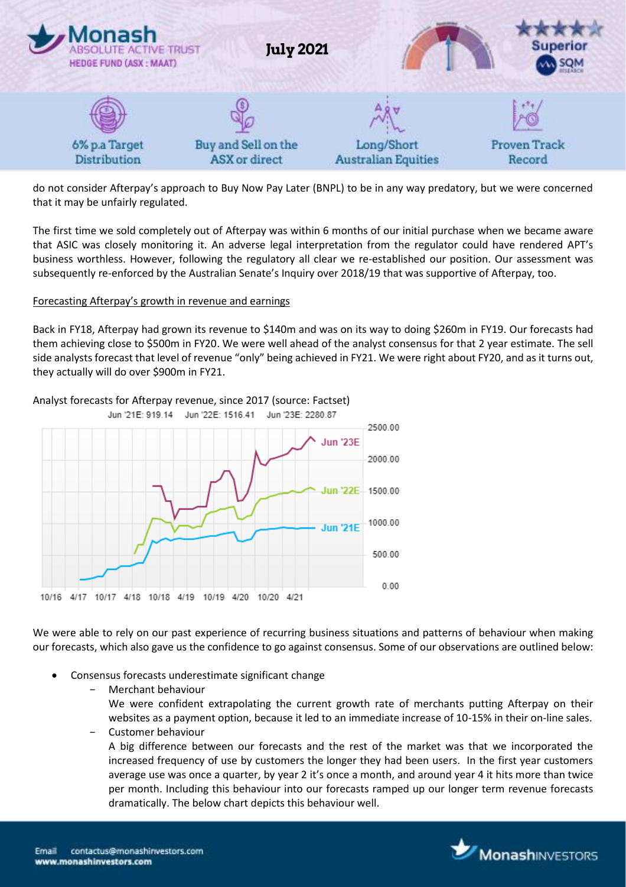do not consider Afterpay's approach to Buy Now Pay Later (BNPL) to be in any way predatory, but we were concerned that it may be unfairly regulated.

The first time we sold completely out of Afterpay was within 6 months of our initial purchase when we became aware that ASIC was closely monitoring it. An adverse legal interpretation from the regulator could have rendered APT's business worthless. However, following the regulatory all clear we re-established our position. Our assessment was subsequently re-enforced by the Australian Senate's Inquiry over 2018/19 that was supportive of Afterpay, too.

Forecasting Afterpay's growth in revenue and earnings

Back in FY18, Afterpay had grown its revenue to \$140m and was on its way to doing \$260m in FY19. Our forecasts had them achieving close to \$500m in FY20. We were well ahead of the analyst consensus for that 2 year estimate. The sell side analysts forecast that level of revenue "only" being achieved in FY21. We were right about FY20, and as it turns out, they actually will do over \$900m in FY21.

Analyst forecasts for Afterpay revenue, since 2017 (source: Factset)

We were able to rely on our past experience of recurring business situations and patterns of behaviour when making our forecasts, which also gave us the confidence to go against consensus. Some of our observations are outlined below:

- Consensus forecasts underestimate significant change
  - Merchant behaviour
    We were confident extrapolating the current growth rate of merchants putting Afterpay on their websites as a payment option, because it led to an immediate increase of 10-15% in their on-line sales.
  - Customer behaviour
    A big difference between our forecasts and the rest of the market was that we incorporated the increased frequency of use by customers the longer they had been users. In the first year customers average use was once a quarter, by year 2 it's once a month, and around year 4 it hits more than twice per month. Including this behaviour into our forecasts ramped up our longer term revenue forecasts dramatically. The below chart depicts this behaviour well.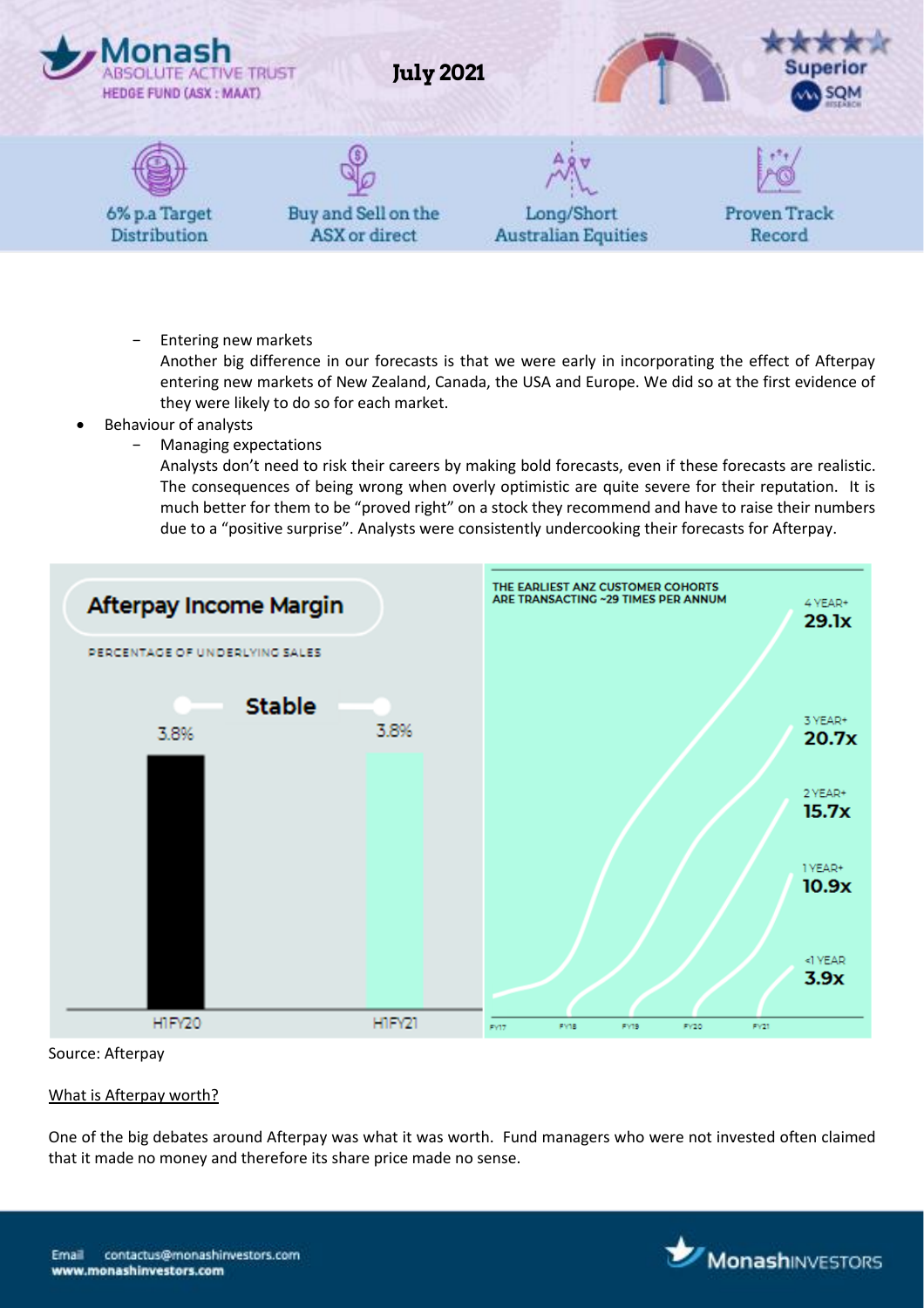- Entering new markets
  Another big difference in our forecasts is that we were early in incorporating the effect of Afterpay entering new markets of New Zealand, Canada, the USA and Europe. We did so at the first evidence of they were likely to do so for each market.

- Behaviour of analysts
  - Managing expectations
    Analysts don't need to risk their careers by making bold forecasts, even if these forecasts are realistic. The consequences of being wrong when overly optimistic are quite severe for their reputation. It is much better for them to be "proved right" on a stock they recommend and have to raise their numbers due to a "positive surprise". Analysts were consistently undercooking their forecasts for Afterpay.

**Afterpay Income Margin**

PERCENTAGE OF UNDERLYING SALES

Stable

| H1FY20 | H1FY21 |
|---|---|
| 3.8% | 3.8% |

THE EARLIEST ANZ CUSTOMER COHORTS ARE TRANSACTING ~29 TIMES PER ANNUM

| Cohort | Transactions per annum |
|---|---|
| 4 YEAR+ | 29.1x |
| 3 YEAR+ | 20.7x |
| 2 YEAR+ | 15.7x |
| 1 YEAR+ | 10.9x |
| <1 YEAR | 3.9x |

FY17 FY18 FY19 FY20 FY21

Source: Afterpay

<u>What is Afterpay worth?</u>

One of the big debates around Afterpay was what it was worth. Fund managers who were not invested often claimed that it made no money and therefore its share price made no sense.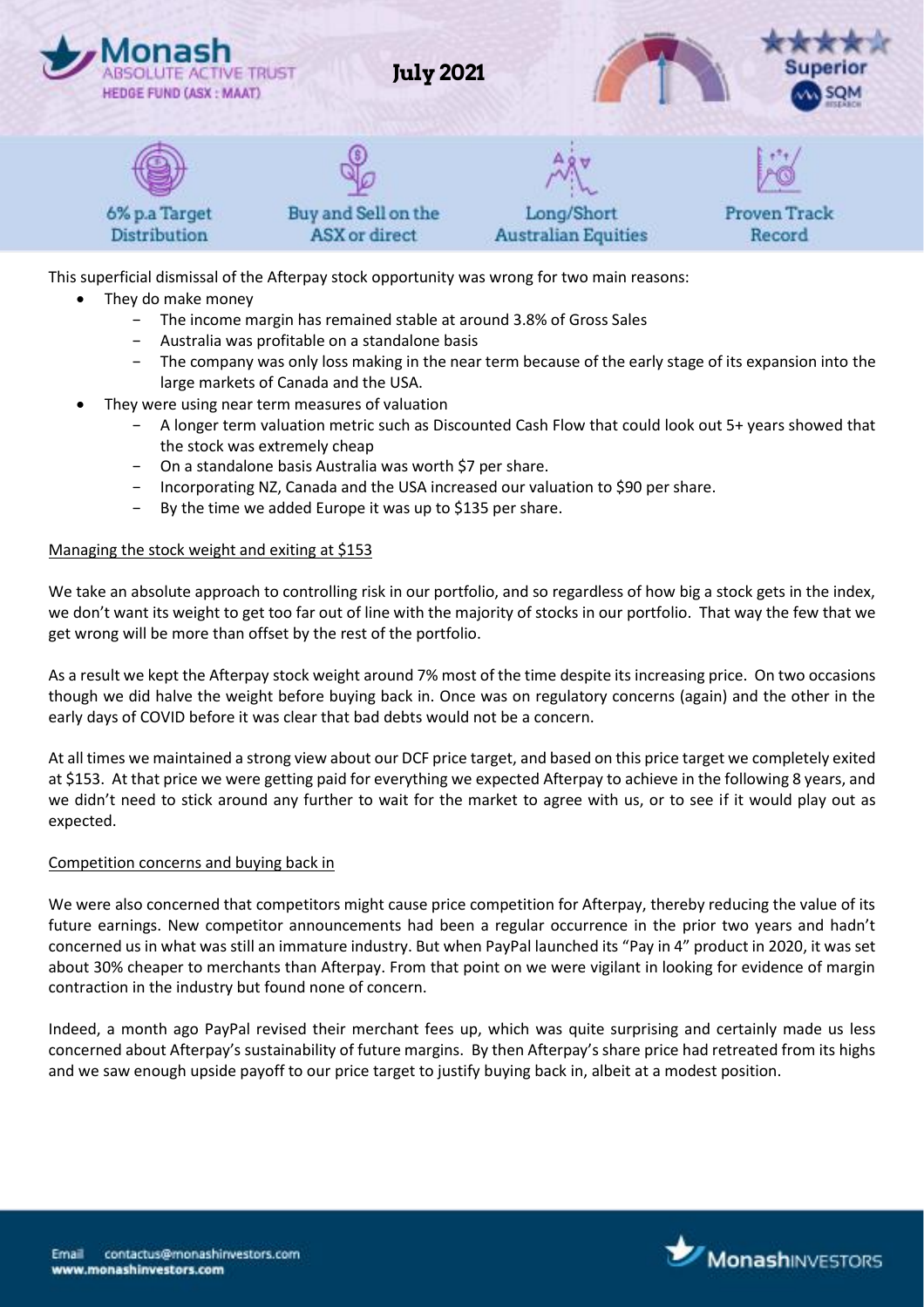This superficial dismissal of the Afterpay stock opportunity was wrong for two main reasons:

- They do make money
  - The income margin has remained stable at around 3.8% of Gross Sales
  - Australia was profitable on a standalone basis
  - The company was only loss making in the near term because of the early stage of its expansion into the large markets of Canada and the USA.
- They were using near term measures of valuation
  - A longer term valuation metric such as Discounted Cash Flow that could look out 5+ years showed that the stock was extremely cheap
  - On a standalone basis Australia was worth $7 per share.
  - Incorporating NZ, Canada and the USA increased our valuation to $90 per share.
  - By the time we added Europe it was up to $135 per share.

<u>Managing the stock weight and exiting at $153</u>

We take an absolute approach to controlling risk in our portfolio, and so regardless of how big a stock gets in the index, we don't want its weight to get too far out of line with the majority of stocks in our portfolio. That way the few that we get wrong will be more than offset by the rest of the portfolio.

As a result we kept the Afterpay stock weight around 7% most of the time despite its increasing price. On two occasions though we did halve the weight before buying back in. Once was on regulatory concerns (again) and the other in the early days of COVID before it was clear that bad debts would not be a concern.

At all times we maintained a strong view about our DCF price target, and based on this price target we completely exited at $153. At that price we were getting paid for everything we expected Afterpay to achieve in the following 8 years, and we didn't need to stick around any further to wait for the market to agree with us, or to see if it would play out as expected.

<u>Competition concerns and buying back in</u>

We were also concerned that competitors might cause price competition for Afterpay, thereby reducing the value of its future earnings. New competitor announcements had been a regular occurrence in the prior two years and hadn't concerned us in what was still an immature industry. But when PayPal launched its "Pay in 4" product in 2020, it was set about 30% cheaper to merchants than Afterpay. From that point on we were vigilant in looking for evidence of margin contraction in the industry but found none of concern.

Indeed, a month ago PayPal revised their merchant fees up, which was quite surprising and certainly made us less concerned about Afterpay's sustainability of future margins. By then Afterpay's share price had retreated from its highs and we saw enough upside payoff to our price target to justify buying back in, albeit at a modest position.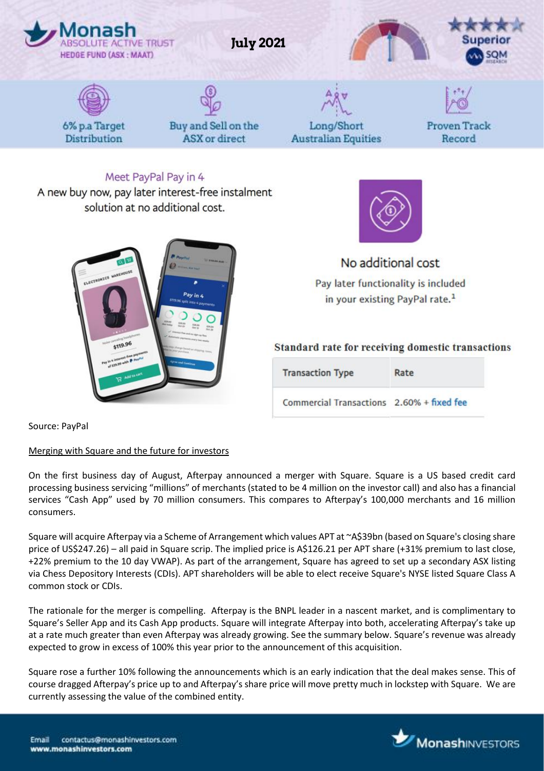Meet PayPal Pay in 4

A new buy now, pay later interest-free instalment solution at no additional cost.

No additional cost

Pay later functionality is included in your existing PayPal rate.[1]

**Standard rate for receiving domestic transactions**

| Transaction Type | Rate |
| --- | --- |
| Commercial Transactions | 2.60% + fixed fee |

Source: PayPal

Merging with Square and the future for investors

On the first business day of August, Afterpay announced a merger with Square. Square is a US based credit card processing business servicing "millions" of merchants (stated to be 4 million on the investor call) and also has a financial services "Cash App" used by 70 million consumers. This compares to Afterpay's 100,000 merchants and 16 million consumers.

Square will acquire Afterpay via a Scheme of Arrangement which values APT at ~A$39bn (based on Square's closing share price of US$247.26) – all paid in Square scrip. The implied price is A$126.21 per APT share (+31% premium to last close, +22% premium to the 10 day VWAP). As part of the arrangement, Square has agreed to set up a secondary ASX listing via Chess Depository Interests (CDIs). APT shareholders will be able to elect receive Square's NYSE listed Square Class A common stock or CDIs.

The rationale for the merger is compelling. Afterpay is the BNPL leader in a nascent market, and is complimentary to Square's Seller App and its Cash App products. Square will integrate Afterpay into both, accelerating Afterpay's take up at a rate much greater than even Afterpay was already growing. See the summary below. Square's revenue was already expected to grow in excess of 100% this year prior to the announcement of this acquisition.

Square rose a further 10% following the announcements which is an early indication that the deal makes sense. This of course dragged Afterpay's price up to and Afterpay's share price will move pretty much in lockstep with Square. We are currently assessing the value of the combined entity.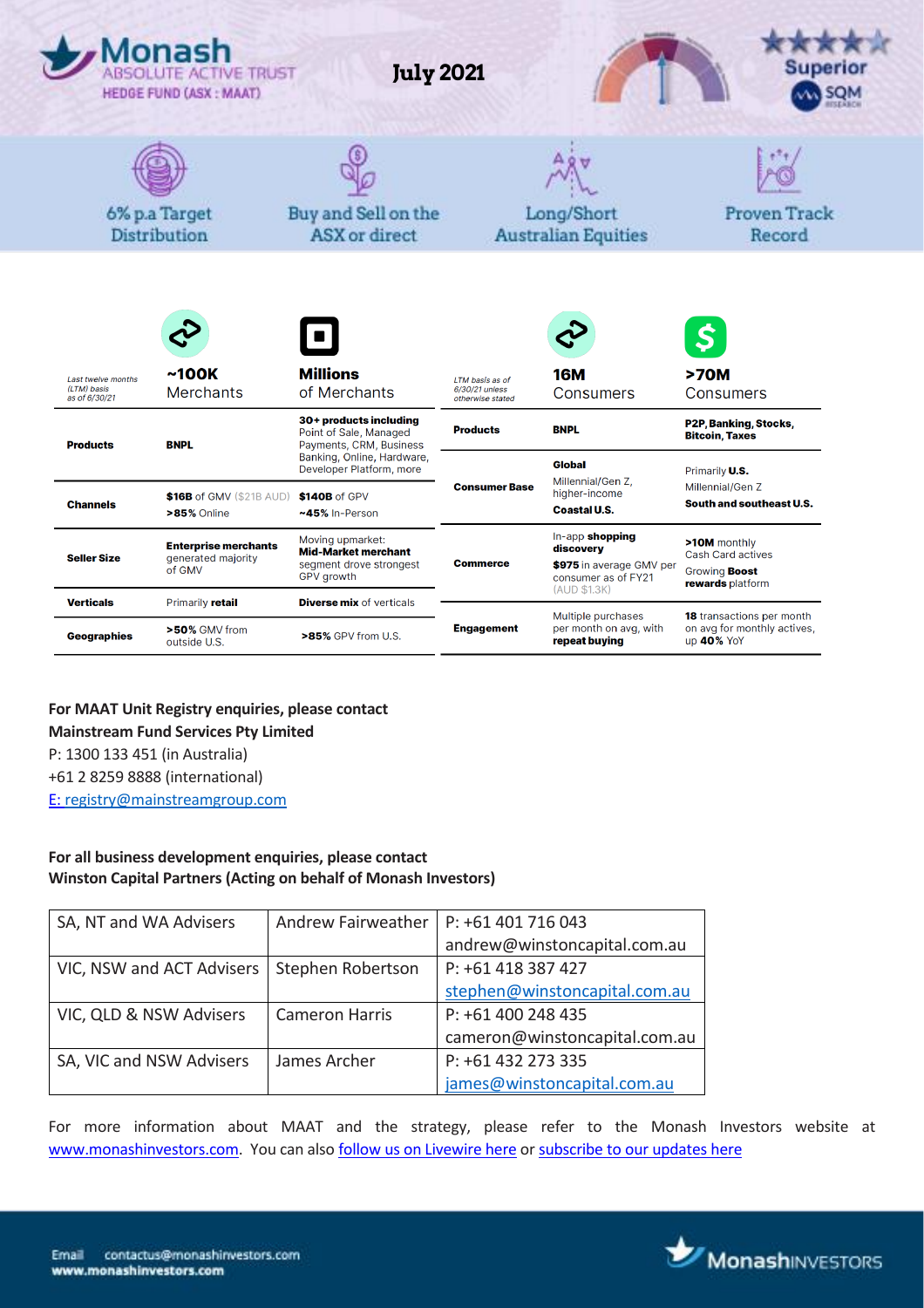Monash ABSOLUTE ACTIVE TRUST HEDGE FUND (ASX : MAAT)

**July 2021**

Superior SQM

6% p.a Target Distribution | Buy and Sell on the ASX or direct | Long/Short Australian Equities | Proven Track Record

| *Last twelve months (LTM) basis as of 6/30/21* | **~100K** Merchants | **Millions** of Merchants |
|---|---|---|
| **Products** | **BNPL** | **30+ products including** Point of Sale, Managed Payments, CRM, Business Banking, Online, Hardware, Developer Platform, more |
| **Channels** | **$16B** of GMV ($21B AUD) **>85%** Online | **$140B** of GPV ~**45%** In-Person |
| **Seller Size** | **Enterprise merchants** generated majority of GMV | Moving upmarket: **Mid-Market merchant** segment drove strongest GPV growth |
| **Verticals** | Primarily **retail** | **Diverse mix** of verticals |
| **Geographies** | **>50%** GMV from outside U.S. | **>85%** GPV from U.S. |

| *LTM basis as of 6/30/21 unless otherwise stated* | **16M** Consumers | **>70M** Consumers |
|---|---|---|
| **Products** | **BNPL** | **P2P, Banking, Stocks, Bitcoin, Taxes** |
| **Consumer Base** | **Global** Millennial/Gen Z, higher-income **Coastal U.S.** | Primarily **U.S.** Millennial/Gen Z **South and southeast U.S.** |
| **Commerce** | In-app **shopping discovery** **$975** in average GMV per consumer as of FY21 (AUD $1.3K) | **>10M** monthly Cash Card actives Growing **Boost rewards** platform |
| **Engagement** | Multiple purchases per month on avg, with **repeat buying** | **18** transactions per month on avg for monthly actives, up **40%** YoY |

**For MAAT Unit Registry enquiries, please contact**
**Mainstream Fund Services Pty Limited**
P: 1300 133 451 (in Australia)
+61 2 8259 8888 (international)
E: registry@mainstreamgroup.com

**For all business development enquiries, please contact**
**Winston Capital Partners (Acting on behalf of Monash Investors)**

| | | |
|---|---|---|
| SA, NT and WA Advisers | Andrew Fairweather | P: +61 401 716 043 andrew@winstoncapital.com.au |
| VIC, NSW and ACT Advisers | Stephen Robertson | P: +61 418 387 427 stephen@winstoncapital.com.au |
| VIC, QLD & NSW Advisers | Cameron Harris | P: +61 400 248 435 cameron@winstoncapital.com.au |
| SA, VIC and NSW Advisers | James Archer | P: +61 432 273 335 james@winstoncapital.com.au |

For more information about MAAT and the strategy, please refer to the Monash Investors website at www.monashinvestors.com. You can also follow us on Livewire here or subscribe to our updates here

Email contactus@monashinvestors.com
www.monashinvestors.com

Monash INVESTORS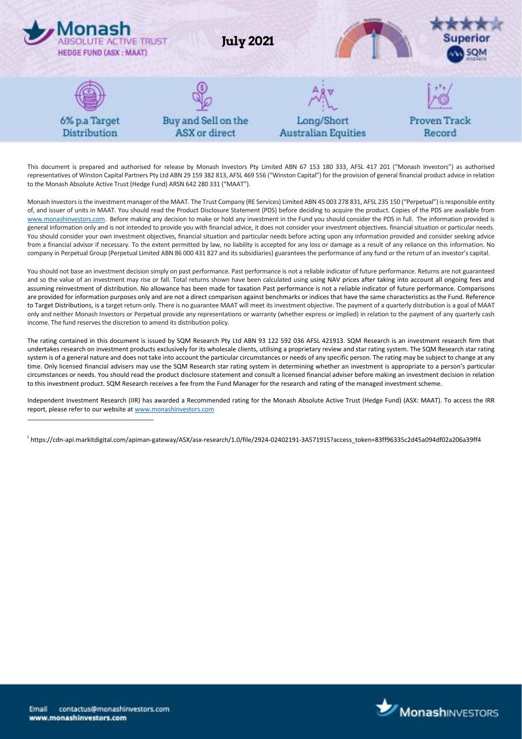**Monash** ABSOLUTE ACTIVE TRUST HEDGE FUND (ASX : MAAT)

**July 2021**

Superior SQM

6% p.a Target Distribution

Buy and Sell on the ASX or direct

Long/Short Australian Equities

Proven Track Record

This document is prepared and authorised for release by Monash Investors Pty Limited ABN 67 153 180 333, AFSL 417 201 ("Monash Investors") as authorised representatives of Winston Capital Partners Pty Ltd ABN 29 159 382 813, AFSL 469 556 ("Winston Capital") for the provision of general financial product advice in relation to the Monash Absolute Active Trust (Hedge Fund) ARSN 642 280 331 ("MAAT").

Monash Investors is the investment manager of the MAAT. The Trust Company (RE Services) Limited ABN 45 003 278 831, AFSL 235 150 ("Perpetual") is responsible entity of, and issuer of units in MAAT. You should read the Product Disclosure Statement (PDS) before deciding to acquire the product. Copies of the PDS are available from www.monashinvestors.com. Before making any decision to make or hold any investment in the Fund you should consider the PDS in full. The information provided is general information only and is not intended to provide you with financial advice, it does not consider your investment objectives. financial situation or particular needs. You should consider your own investment objectives, financial situation and particular needs before acting upon any information provided and consider seeking advice from a financial advisor if necessary. To the extent permitted by law, no liability is accepted for any loss or damage as a result of any reliance on this information. No company in Perpetual Group (Perpetual Limited ABN 86 000 431 827 and its subsidiaries) guarantees the performance of any fund or the return of an investor's capital.

You should not base an investment decision simply on past performance. Past performance is not a reliable indicator of future performance. Returns are not guaranteed and so the value of an investment may rise or fall. Total returns shown have been calculated using using NAV prices after taking into account all ongoing fees and assuming reinvestment of distribution. No allowance has been made for taxation Past performance is not a reliable indicator of future performance. Comparisons are provided for information purposes only and are not a direct comparison against benchmarks or indices that have the same characteristics as the Fund. Reference to Target Distributions, is a target return only. There is no guarantee MAAT will meet its investment objective. The payment of a quarterly distribution is a goal of MAAT only and neither Monash Investors or Perpetual provide any representations or warranty (whether express or implied) in relation to the payment of any quarterly cash income. The fund reserves the discretion to amend its distribution policy.

The rating contained in this document is issued by SQM Research Pty Ltd ABN 93 122 592 036 AFSL 421913. SQM Research is an investment research firm that undertakes research on investment products exclusively for its wholesale clients, utilising a proprietary review and star rating system. The SQM Research star rating system is of a general nature and does not take into account the particular circumstances or needs of any specific person. The rating may be subject to change at any time. Only licensed financial advisers may use the SQM Research star rating system in determining whether an investment is appropriate to a person's particular circumstances or needs. You should read the product disclosure statement and consult a licensed financial adviser before making an investment decision in relation to this investment product. SQM Research receives a fee from the Fund Manager for the research and rating of the managed investment scheme.

Independent Investment Research (IIR) has awarded a Recommended rating for the Monash Absolute Active Trust (Hedge Fund) (ASX: MAAT). To access the IRR report, please refer to our website at www.monashinvestors.com

---

[i] https://cdn-api.markitdigital.com/apiman-gateway/ASX/asx-research/1.0/file/2924-02402191-3A571915?access_token=83ff96335c2d45a094df02a206a39ff4

Email contactus@monashinvestors.com
www.monashinvestors.com

MonashINVESTORS